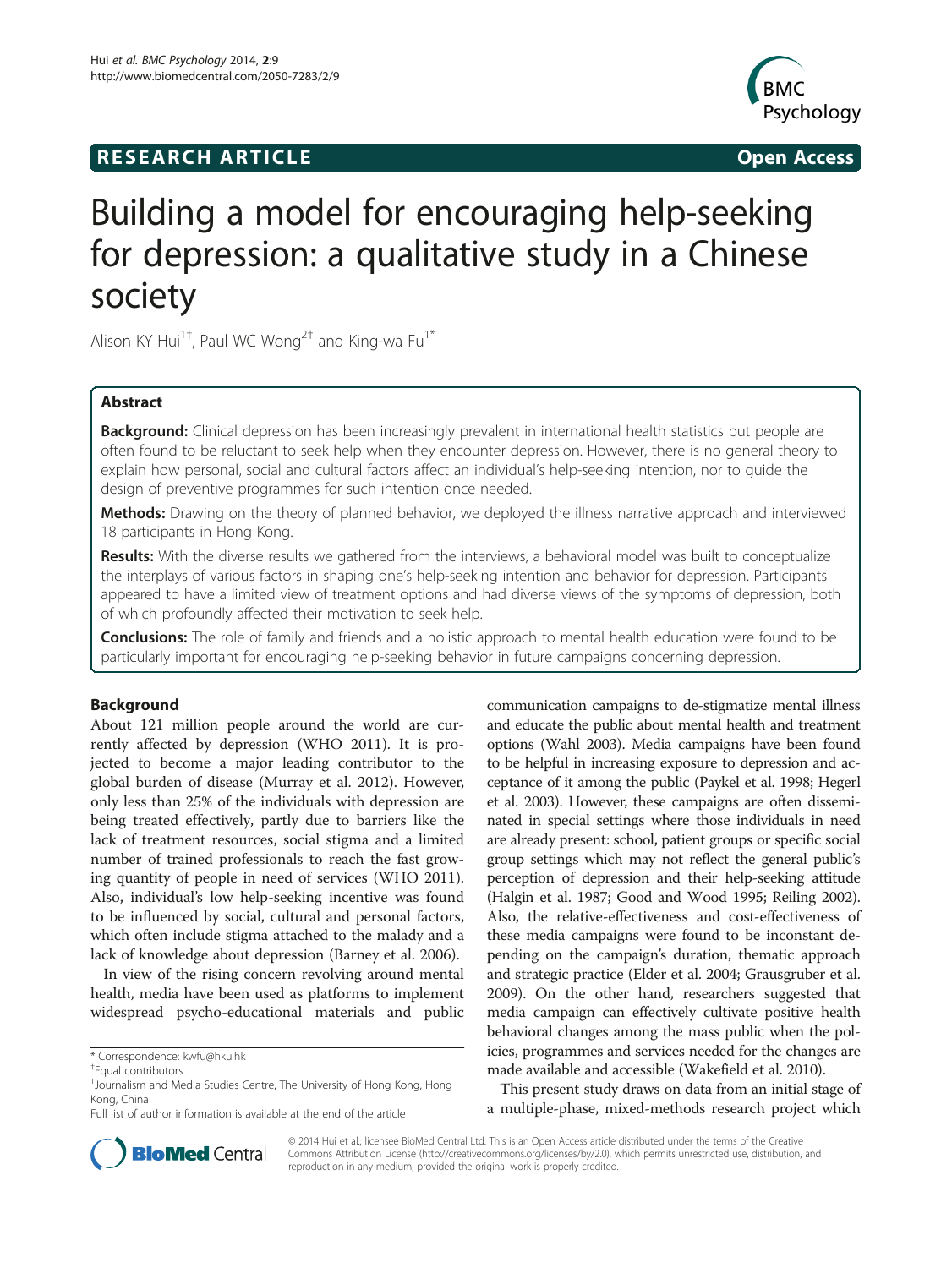RESEARCH ARTICLE Open Access

# Building a model for encouraging help-seeking for depression: a qualitative study in a Chinese society

Alison KY Hui[1†], Paul WC Wong[2†] and King-wa Fu[1*]

## Abstract

**Background:** Clinical depression has been increasingly prevalent in international health statistics but people are often found to be reluctant to seek help when they encounter depression. However, there is no general theory to explain how personal, social and cultural factors affect an individual's help-seeking intention, nor to guide the design of preventive programmes for such intention once needed.

**Methods:** Drawing on the theory of planned behavior, we deployed the illness narrative approach and interviewed 18 participants in Hong Kong.

**Results:** With the diverse results we gathered from the interviews, a behavioral model was built to conceptualize the interplays of various factors in shaping one's help-seeking intention and behavior for depression. Participants appeared to have a limited view of treatment options and had diverse views of the symptoms of depression, both of which profoundly affected their motivation to seek help.

**Conclusions:** The role of family and friends and a holistic approach to mental health education were found to be particularly important for encouraging help-seeking behavior in future campaigns concerning depression.

## Background

About 121 million people around the world are currently affected by depression (WHO 2011). It is projected to become a major leading contributor to the global burden of disease (Murray et al. 2012). However, only less than 25% of the individuals with depression are being treated effectively, partly due to barriers like the lack of treatment resources, social stigma and a limited number of trained professionals to reach the fast growing quantity of people in need of services (WHO 2011). Also, individual's low help-seeking incentive was found to be influenced by social, cultural and personal factors, which often include stigma attached to the malady and a lack of knowledge about depression (Barney et al. 2006).

In view of the rising concern revolving around mental health, media have been used as platforms to implement widespread psycho-educational materials and public communication campaigns to de-stigmatize mental illness and educate the public about mental health and treatment options (Wahl 2003). Media campaigns have been found to be helpful in increasing exposure to depression and acceptance of it among the public (Paykel et al. 1998; Hegerl et al. 2003). However, these campaigns are often disseminated in special settings where those individuals in need are already present: school, patient groups or specific social group settings which may not reflect the general public's perception of depression and their help-seeking attitude (Halgin et al. 1987; Good and Wood 1995; Reiling 2002). Also, the relative-effectiveness and cost-effectiveness of these media campaigns were found to be inconstant depending on the campaign's duration, thematic approach and strategic practice (Elder et al. 2004; Grausgruber et al. 2009). On the other hand, researchers suggested that media campaign can effectively cultivate positive health behavioral changes among the mass public when the policies, programmes and services needed for the changes are made available and accessible (Wakefield et al. 2010).

This present study draws on data from an initial stage of a multiple-phase, mixed-methods research project which

\* Correspondence: kwfu@hku.hk

†Equal contributors

[1]Journalism and Media Studies Centre, The University of Hong Kong, Hong Kong, China

Full list of author information is available at the end of the article

© 2014 Hui et al.; licensee BioMed Central Ltd. This is an Open Access article distributed under the terms of the Creative Commons Attribution License (http://creativecommons.org/licenses/by/2.0), which permits unrestricted use, distribution, and reproduction in any medium, provided the original work is properly credited.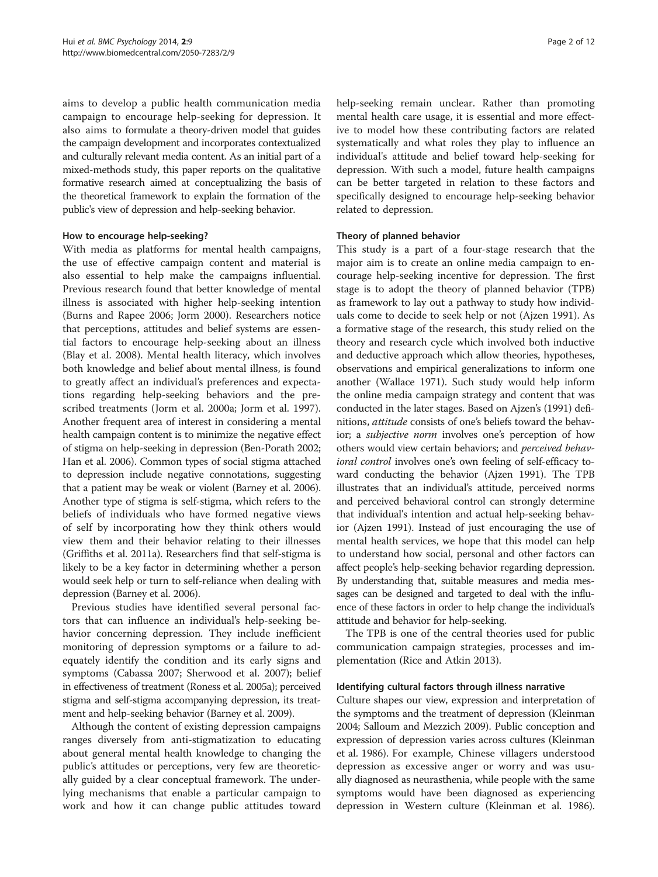aims to develop a public health communication media campaign to encourage help-seeking for depression. It also aims to formulate a theory-driven model that guides the campaign development and incorporates contextualized and culturally relevant media content. As an initial part of a mixed-methods study, this paper reports on the qualitative formative research aimed at conceptualizing the basis of the theoretical framework to explain the formation of the public's view of depression and help-seeking behavior.

### How to encourage help-seeking?

With media as platforms for mental health campaigns, the use of effective campaign content and material is also essential to help make the campaigns influential. Previous research found that better knowledge of mental illness is associated with higher help-seeking intention (Burns and Rapee 2006; Jorm 2000). Researchers notice that perceptions, attitudes and belief systems are essential factors to encourage help-seeking about an illness (Blay et al. 2008). Mental health literacy, which involves both knowledge and belief about mental illness, is found to greatly affect an individual's preferences and expectations regarding help-seeking behaviors and the prescribed treatments (Jorm et al. 2000a; Jorm et al. 1997). Another frequent area of interest in considering a mental health campaign content is to minimize the negative effect of stigma on help-seeking in depression (Ben-Porath 2002; Han et al. 2006). Common types of social stigma attached to depression include negative connotations, suggesting that a patient may be weak or violent (Barney et al. 2006). Another type of stigma is self-stigma, which refers to the beliefs of individuals who have formed negative views of self by incorporating how they think others would view them and their behavior relating to their illnesses (Griffiths et al. 2011a). Researchers find that self-stigma is likely to be a key factor in determining whether a person would seek help or turn to self-reliance when dealing with depression (Barney et al. 2006).

Previous studies have identified several personal factors that can influence an individual's help-seeking behavior concerning depression. They include inefficient monitoring of depression symptoms or a failure to adequately identify the condition and its early signs and symptoms (Cabassa 2007; Sherwood et al. 2007); belief in effectiveness of treatment (Roness et al. 2005a); perceived stigma and self-stigma accompanying depression, its treatment and help-seeking behavior (Barney et al. 2009).

Although the content of existing depression campaigns ranges diversely from anti-stigmatization to educating about general mental health knowledge to changing the public's attitudes or perceptions, very few are theoretically guided by a clear conceptual framework. The underlying mechanisms that enable a particular campaign to work and how it can change public attitudes toward help-seeking remain unclear. Rather than promoting mental health care usage, it is essential and more effective to model how these contributing factors are related systematically and what roles they play to influence an individual's attitude and belief toward help-seeking for depression. With such a model, future health campaigns can be better targeted in relation to these factors and specifically designed to encourage help-seeking behavior related to depression.

### Theory of planned behavior

This study is a part of a four-stage research that the major aim is to create an online media campaign to encourage help-seeking incentive for depression. The first stage is to adopt the theory of planned behavior (TPB) as framework to lay out a pathway to study how individuals come to decide to seek help or not (Ajzen 1991). As a formative stage of the research, this study relied on the theory and research cycle which involved both inductive and deductive approach which allow theories, hypotheses, observations and empirical generalizations to inform one another (Wallace 1971). Such study would help inform the online media campaign strategy and content that was conducted in the later stages. Based on Ajzen's (1991) definitions, *attitude* consists of one's beliefs toward the behavior; a *subjective norm* involves one's perception of how others would view certain behaviors; and *perceived behavioral control* involves one's own feeling of self-efficacy toward conducting the behavior (Ajzen 1991). The TPB illustrates that an individual's attitude, perceived norms and perceived behavioral control can strongly determine that individual's intention and actual help-seeking behavior (Ajzen 1991). Instead of just encouraging the use of mental health services, we hope that this model can help to understand how social, personal and other factors can affect people's help-seeking behavior regarding depression. By understanding that, suitable measures and media messages can be designed and targeted to deal with the influence of these factors in order to help change the individual's attitude and behavior for help-seeking.

The TPB is one of the central theories used for public communication campaign strategies, processes and implementation (Rice and Atkin 2013).

### Identifying cultural factors through illness narrative

Culture shapes our view, expression and interpretation of the symptoms and the treatment of depression (Kleinman 2004; Salloum and Mezzich 2009). Public conception and expression of depression varies across cultures (Kleinman et al. 1986). For example, Chinese villagers understood depression as excessive anger or worry and was usually diagnosed as neurasthenia, while people with the same symptoms would have been diagnosed as experiencing depression in Western culture (Kleinman et al. 1986).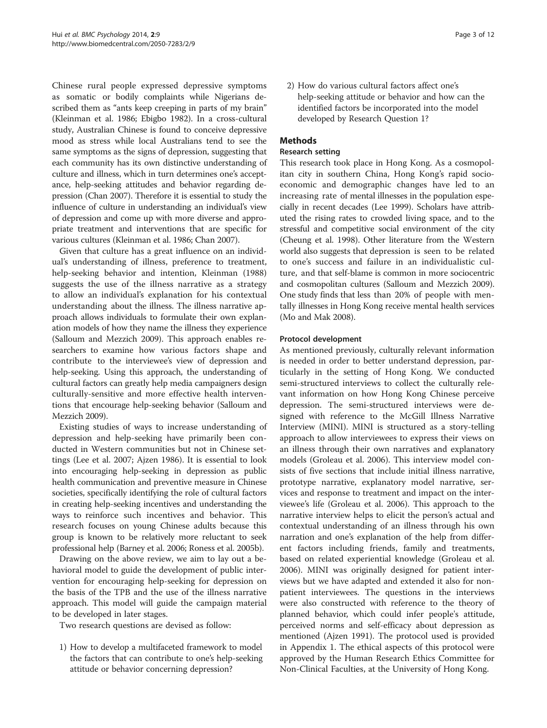Chinese rural people expressed depressive symptoms as somatic or bodily complaints while Nigerians described them as "ants keep creeping in parts of my brain" (Kleinman et al. 1986; Ebigbo 1982). In a cross-cultural study, Australian Chinese is found to conceive depressive mood as stress while local Australians tend to see the same symptoms as the signs of depression, suggesting that each community has its own distinctive understanding of culture and illness, which in turn determines one's acceptance, help-seeking attitudes and behavior regarding depression (Chan 2007). Therefore it is essential to study the influence of culture in understanding an individual's view of depression and come up with more diverse and appropriate treatment and interventions that are specific for various cultures (Kleinman et al. 1986; Chan 2007).

Given that culture has a great influence on an individual's understanding of illness, preference to treatment, help-seeking behavior and intention, Kleinman (1988) suggests the use of the illness narrative as a strategy to allow an individual's explanation for his contextual understanding about the illness. The illness narrative approach allows individuals to formulate their own explanation models of how they name the illness they experience (Salloum and Mezzich 2009). This approach enables researchers to examine how various factors shape and contribute to the interviewee's view of depression and help-seeking. Using this approach, the understanding of cultural factors can greatly help media campaigners design culturally-sensitive and more effective health interventions that encourage help-seeking behavior (Salloum and Mezzich 2009).

Existing studies of ways to increase understanding of depression and help-seeking have primarily been conducted in Western communities but not in Chinese settings (Lee et al. 2007; Ajzen 1986). It is essential to look into encouraging help-seeking in depression as public health communication and preventive measure in Chinese societies, specifically identifying the role of cultural factors in creating help-seeking incentives and understanding the ways to reinforce such incentives and behavior. This research focuses on young Chinese adults because this group is known to be relatively more reluctant to seek professional help (Barney et al. 2006; Roness et al. 2005b).

Drawing on the above review, we aim to lay out a behavioral model to guide the development of public intervention for encouraging help-seeking for depression on the basis of the TPB and the use of the illness narrative approach. This model will guide the campaign material to be developed in later stages.

Two research questions are devised as follow:

1) How to develop a multifaceted framework to model the factors that can contribute to one's help-seeking attitude or behavior concerning depression?
2) How do various cultural factors affect one's help-seeking attitude or behavior and how can the identified factors be incorporated into the model developed by Research Question 1?

## Methods

### Research setting

This research took place in Hong Kong. As a cosmopolitan city in southern China, Hong Kong's rapid socioeconomic and demographic changes have led to an increasing rate of mental illnesses in the population especially in recent decades (Lee 1999). Scholars have attributed the rising rates to crowded living space, and to the stressful and competitive social environment of the city (Cheung et al. 1998). Other literature from the Western world also suggests that depression is seen to be related to one's success and failure in an individualistic culture, and that self-blame is common in more sociocentric and cosmopolitan cultures (Salloum and Mezzich 2009). One study finds that less than 20% of people with mentally illnesses in Hong Kong receive mental health services (Mo and Mak 2008).

### Protocol development

As mentioned previously, culturally relevant information is needed in order to better understand depression, particularly in the setting of Hong Kong. We conducted semi-structured interviews to collect the culturally relevant information on how Hong Kong Chinese perceive depression. The semi-structured interviews were designed with reference to the McGill Illness Narrative Interview (MINI). MINI is structured as a story-telling approach to allow interviewees to express their views on an illness through their own narratives and explanatory models (Groleau et al. 2006). This interview model consists of five sections that include initial illness narrative, prototype narrative, explanatory model narrative, services and response to treatment and impact on the interviewee's life (Groleau et al. 2006). This approach to the narrative interview helps to elicit the person's actual and contextual understanding of an illness through his own narration and one's explanation of the help from different factors including friends, family and treatments, based on related experiential knowledge (Groleau et al. 2006). MINI was originally designed for patient interviews but we have adapted and extended it also for non-patient interviewees. The questions in the interviews were also constructed with reference to the theory of planned behavior, which could infer people's attitude, perceived norms and self-efficacy about depression as mentioned (Ajzen 1991). The protocol used is provided in Appendix 1. The ethical aspects of this protocol were approved by the Human Research Ethics Committee for Non-Clinical Faculties, at the University of Hong Kong.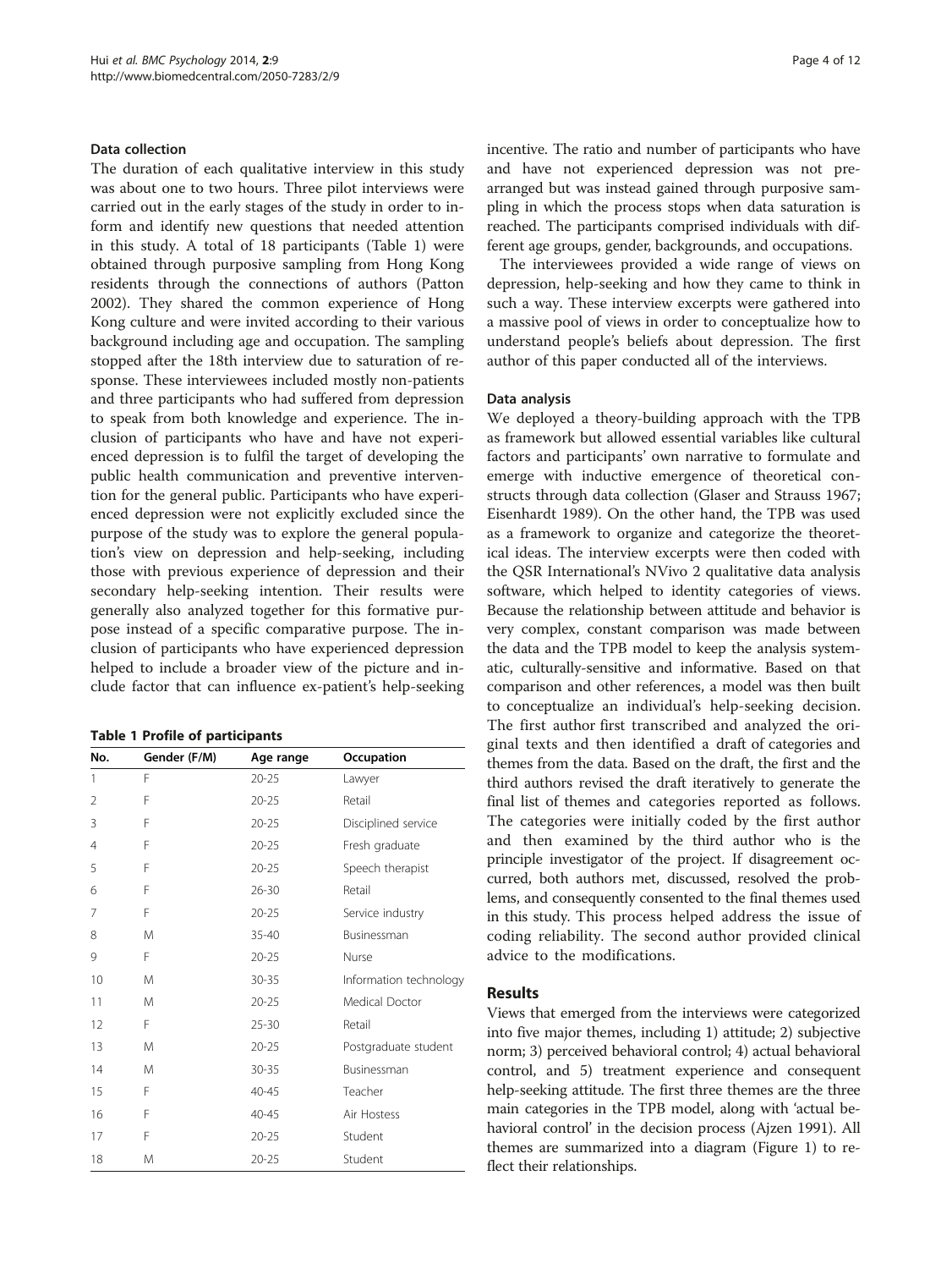### Data collection

The duration of each qualitative interview in this study was about one to two hours. Three pilot interviews were carried out in the early stages of the study in order to inform and identify new questions that needed attention in this study. A total of 18 participants (Table 1) were obtained through purposive sampling from Hong Kong residents through the connections of authors (Patton 2002). They shared the common experience of Hong Kong culture and were invited according to their various background including age and occupation. The sampling stopped after the 18th interview due to saturation of response. These interviewees included mostly non-patients and three participants who had suffered from depression to speak from both knowledge and experience. The inclusion of participants who have and have not experienced depression is to fulfil the target of developing the public health communication and preventive intervention for the general public. Participants who have experienced depression were not explicitly excluded since the purpose of the study was to explore the general population's view on depression and help-seeking, including those with previous experience of depression and their secondary help-seeking intention. Their results were generally also analyzed together for this formative purpose instead of a specific comparative purpose. The inclusion of participants who have experienced depression helped to include a broader view of the picture and include factor that can influence ex-patient's help-seeking incentive. The ratio and number of participants who have and have not experienced depression was not prearranged but was instead gained through purposive sampling in which the process stops when data saturation is reached. The participants comprised individuals with different age groups, gender, backgrounds, and occupations.

**Table 1 Profile of participants**

| No. | Gender (F/M) | Age range | Occupation |
|---|---|---|---|
| 1 | F | 20-25 | Lawyer |
| 2 | F | 20-25 | Retail |
| 3 | F | 20-25 | Disciplined service |
| 4 | F | 20-25 | Fresh graduate |
| 5 | F | 20-25 | Speech therapist |
| 6 | F | 26-30 | Retail |
| 7 | F | 20-25 | Service industry |
| 8 | M | 35-40 | Businessman |
| 9 | F | 20-25 | Nurse |
| 10 | M | 30-35 | Information technology |
| 11 | M | 20-25 | Medical Doctor |
| 12 | F | 25-30 | Retail |
| 13 | M | 20-25 | Postgraduate student |
| 14 | M | 30-35 | Businessman |
| 15 | F | 40-45 | Teacher |
| 16 | F | 40-45 | Air Hostess |
| 17 | F | 20-25 | Student |
| 18 | M | 20-25 | Student |

The interviewees provided a wide range of views on depression, help-seeking and how they came to think in such a way. These interview excerpts were gathered into a massive pool of views in order to conceptualize how to understand people's beliefs about depression. The first author of this paper conducted all of the interviews.

### Data analysis

We deployed a theory-building approach with the TPB as framework but allowed essential variables like cultural factors and participants' own narrative to formulate and emerge with inductive emergence of theoretical constructs through data collection (Glaser and Strauss 1967; Eisenhardt 1989). On the other hand, the TPB was used as a framework to organize and categorize the theoretical ideas. The interview excerpts were then coded with the QSR International's NVivo 2 qualitative data analysis software, which helped to identity categories of views. Because the relationship between attitude and behavior is very complex, constant comparison was made between the data and the TPB model to keep the analysis systematic, culturally-sensitive and informative. Based on that comparison and other references, a model was then built to conceptualize an individual's help-seeking decision. The first author first transcribed and analyzed the original texts and then identified a draft of categories and themes from the data. Based on the draft, the first and the third authors revised the draft iteratively to generate the final list of themes and categories reported as follows. The categories were initially coded by the first author and then examined by the third author who is the principle investigator of the project. If disagreement occurred, both authors met, discussed, resolved the problems, and consequently consented to the final themes used in this study. This process helped address the issue of coding reliability. The second author provided clinical advice to the modifications.

## Results

Views that emerged from the interviews were categorized into five major themes, including 1) attitude; 2) subjective norm; 3) perceived behavioral control; 4) actual behavioral control, and 5) treatment experience and consequent help-seeking attitude. The first three themes are the three main categories in the TPB model, along with 'actual behavioral control' in the decision process (Ajzen 1991). All themes are summarized into a diagram (Figure 1) to reflect their relationships.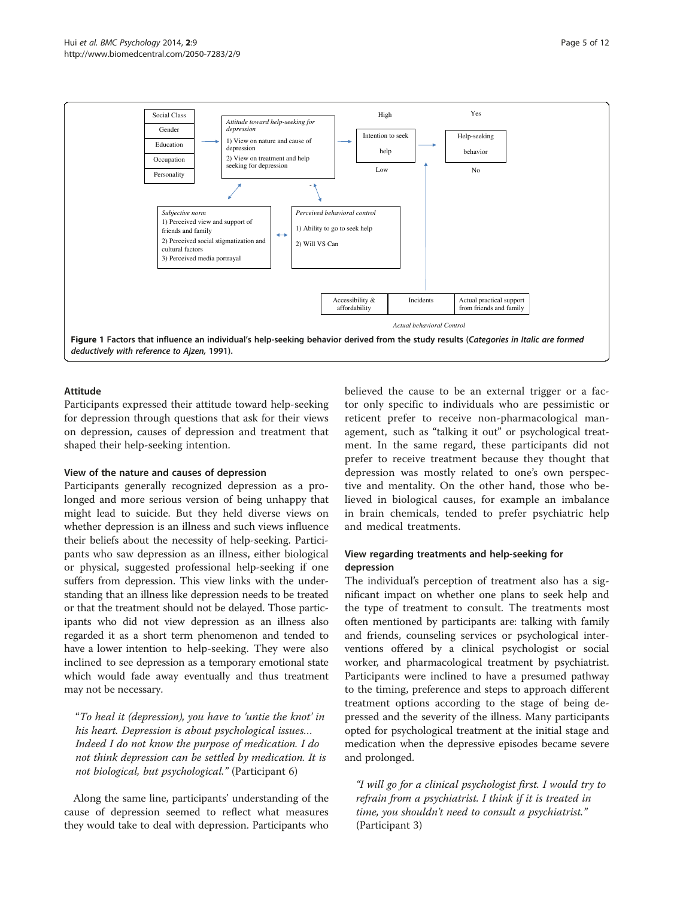Figure 1 Factors that influence an individual's help-seeking behavior derived from the study results (*Categories in Italic are formed deductively with reference to Ajzen,* 1991).

### Attitude

Participants expressed their attitude toward help-seeking for depression through questions that ask for their views on depression, causes of depression and treatment that shaped their help-seeking intention.

#### View of the nature and causes of depression

Participants generally recognized depression as a prolonged and more serious version of being unhappy that might lead to suicide. But they held diverse views on whether depression is an illness and such views influence their beliefs about the necessity of help-seeking. Participants who saw depression as an illness, either biological or physical, suggested professional help-seeking if one suffers from depression. This view links with the understanding that an illness like depression needs to be treated or that the treatment should not be delayed. Those participants who did not view depression as an illness also regarded it as a short term phenomenon and tended to have a lower intention to help-seeking. They were also inclined to see depression as a temporary emotional state which would fade away eventually and thus treatment may not be necessary.

> "*To heal it (depression), you have to 'untie the knot' in his heart. Depression is about psychological issues… Indeed I do not know the purpose of medication. I do not think depression can be settled by medication. It is not biological, but psychological.*" (Participant 6)

Along the same line, participants' understanding of the cause of depression seemed to reflect what measures they would take to deal with depression. Participants who believed the cause to be an external trigger or a factor only specific to individuals who are pessimistic or reticent prefer to receive non-pharmacological management, such as "talking it out" or psychological treatment. In the same regard, these participants did not prefer to receive treatment because they thought that depression was mostly related to one's own perspective and mentality. On the other hand, those who believed in biological causes, for example an imbalance in brain chemicals, tended to prefer psychiatric help and medical treatments.

#### View regarding treatments and help-seeking for depression

The individual's perception of treatment also has a significant impact on whether one plans to seek help and the type of treatment to consult. The treatments most often mentioned by participants are: talking with family and friends, counseling services or psychological interventions offered by a clinical psychologist or social worker, and pharmacological treatment by psychiatrist. Participants were inclined to have a presumed pathway to the timing, preference and steps to approach different treatment options according to the stage of being depressed and the severity of the illness. Many participants opted for psychological treatment at the initial stage and medication when the depressive episodes became severe and prolonged.

> *"I will go for a clinical psychologist first. I would try to refrain from a psychiatrist. I think if it is treated in time, you shouldn't need to consult a psychiatrist."* (Participant 3)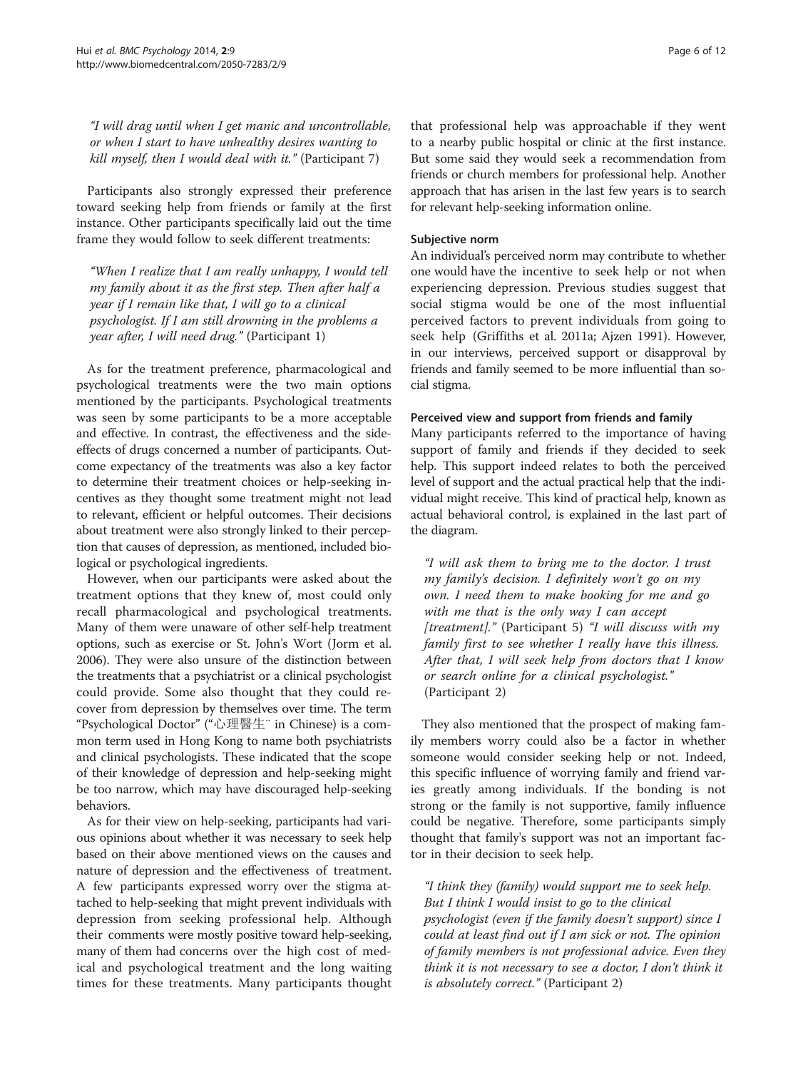*"I will drag until when I get manic and uncontrollable, or when I start to have unhealthy desires wanting to kill myself, then I would deal with it."* (Participant 7)

Participants also strongly expressed their preference toward seeking help from friends or family at the first instance. Other participants specifically laid out the time frame they would follow to seek different treatments:

*"When I realize that I am really unhappy, I would tell my family about it as the first step. Then after half a year if I remain like that, I will go to a clinical psychologist. If I am still drowning in the problems a year after, I will need drug."* (Participant 1)

As for the treatment preference, pharmacological and psychological treatments were the two main options mentioned by the participants. Psychological treatments was seen by some participants to be a more acceptable and effective. In contrast, the effectiveness and the side-effects of drugs concerned a number of participants. Outcome expectancy of the treatments was also a key factor to determine their treatment choices or help-seeking incentives as they thought some treatment might not lead to relevant, efficient or helpful outcomes. Their decisions about treatment were also strongly linked to their perception that causes of depression, as mentioned, included biological or psychological ingredients.

However, when our participants were asked about the treatment options that they knew of, most could only recall pharmacological and psychological treatments. Many of them were unaware of other self-help treatment options, such as exercise or St. John's Wort (Jorm et al. 2006). They were also unsure of the distinction between the treatments that a psychiatrist or a clinical psychologist could provide. Some also thought that they could recover from depression by themselves over time. The term "Psychological Doctor" ("心理醫生¨ in Chinese) is a common term used in Hong Kong to name both psychiatrists and clinical psychologists. These indicated that the scope of their knowledge of depression and help-seeking might be too narrow, which may have discouraged help-seeking behaviors.

As for their view on help-seeking, participants had various opinions about whether it was necessary to seek help based on their above mentioned views on the causes and nature of depression and the effectiveness of treatment. A few participants expressed worry over the stigma attached to help-seeking that might prevent individuals with depression from seeking professional help. Although their comments were mostly positive toward help-seeking, many of them had concerns over the high cost of medical and psychological treatment and the long waiting times for these treatments. Many participants thought that professional help was approachable if they went to a nearby public hospital or clinic at the first instance. But some said they would seek a recommendation from friends or church members for professional help. Another approach that has arisen in the last few years is to search for relevant help-seeking information online.

#### Subjective norm

An individual's perceived norm may contribute to whether one would have the incentive to seek help or not when experiencing depression. Previous studies suggest that social stigma would be one of the most influential perceived factors to prevent individuals from going to seek help (Griffiths et al. 2011a; Ajzen 1991). However, in our interviews, perceived support or disapproval by friends and family seemed to be more influential than social stigma.

#### Perceived view and support from friends and family

Many participants referred to the importance of having support of family and friends if they decided to seek help. This support indeed relates to both the perceived level of support and the actual practical help that the individual might receive. This kind of practical help, known as actual behavioral control, is explained in the last part of the diagram.

*"I will ask them to bring me to the doctor. I trust my family's decision. I definitely won't go on my own. I need them to make booking for me and go with me that is the only way I can accept [treatment]."* (Participant 5) *"I will discuss with my family first to see whether I really have this illness. After that, I will seek help from doctors that I know or search online for a clinical psychologist."* (Participant 2)

They also mentioned that the prospect of making family members worry could also be a factor in whether someone would consider seeking help or not. Indeed, this specific influence of worrying family and friend varies greatly among individuals. If the bonding is not strong or the family is not supportive, family influence could be negative. Therefore, some participants simply thought that family's support was not an important factor in their decision to seek help.

*"I think they (family) would support me to seek help. But I think I would insist to go to the clinical psychologist (even if the family doesn't support) since I could at least find out if I am sick or not. The opinion of family members is not professional advice. Even they think it is not necessary to see a doctor, I don't think it is absolutely correct."* (Participant 2)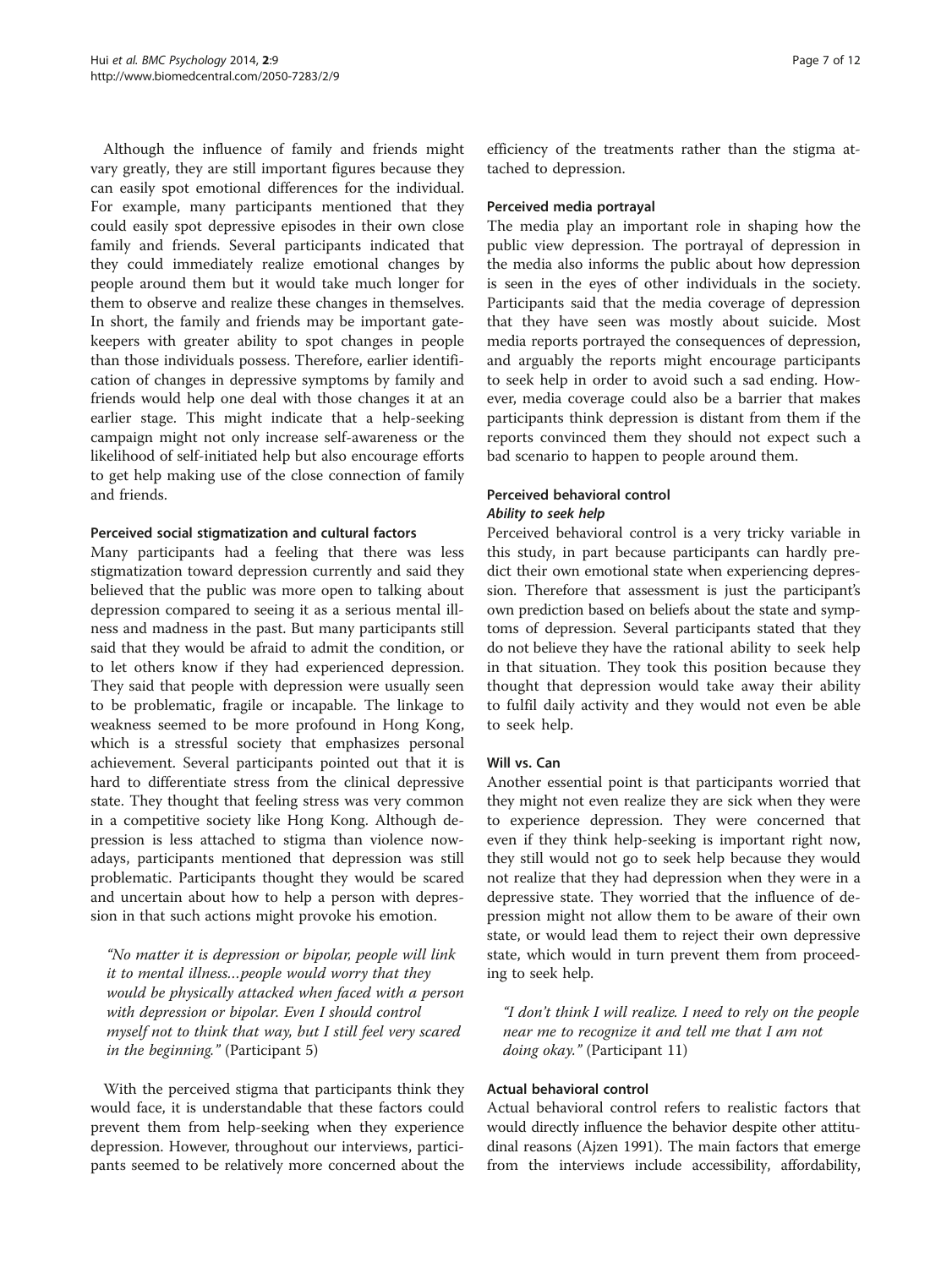Although the influence of family and friends might vary greatly, they are still important figures because they can easily spot emotional differences for the individual. For example, many participants mentioned that they could easily spot depressive episodes in their own close family and friends. Several participants indicated that they could immediately realize emotional changes by people around them but it would take much longer for them to observe and realize these changes in themselves. In short, the family and friends may be important gatekeepers with greater ability to spot changes in people than those individuals possess. Therefore, earlier identification of changes in depressive symptoms by family and friends would help one deal with those changes it at an earlier stage. This might indicate that a help-seeking campaign might not only increase self-awareness or the likelihood of self-initiated help but also encourage efforts to get help making use of the close connection of family and friends.

#### Perceived social stigmatization and cultural factors

Many participants had a feeling that there was less stigmatization toward depression currently and said they believed that the public was more open to talking about depression compared to seeing it as a serious mental illness and madness in the past. But many participants still said that they would be afraid to admit the condition, or to let others know if they had experienced depression. They said that people with depression were usually seen to be problematic, fragile or incapable. The linkage to weakness seemed to be more profound in Hong Kong, which is a stressful society that emphasizes personal achievement. Several participants pointed out that it is hard to differentiate stress from the clinical depressive state. They thought that feeling stress was very common in a competitive society like Hong Kong. Although depression is less attached to stigma than violence nowadays, participants mentioned that depression was still problematic. Participants thought they would be scared and uncertain about how to help a person with depression in that such actions might provoke his emotion.

> *"No matter it is depression or bipolar, people will link it to mental illness…people would worry that they would be physically attacked when faced with a person with depression or bipolar. Even I should control myself not to think that way, but I still feel very scared in the beginning."* (Participant 5)

With the perceived stigma that participants think they would face, it is understandable that these factors could prevent them from help-seeking when they experience depression. However, throughout our interviews, participants seemed to be relatively more concerned about the efficiency of the treatments rather than the stigma attached to depression.

#### Perceived media portrayal

The media play an important role in shaping how the public view depression. The portrayal of depression in the media also informs the public about how depression is seen in the eyes of other individuals in the society. Participants said that the media coverage of depression that they have seen was mostly about suicide. Most media reports portrayed the consequences of depression, and arguably the reports might encourage participants to seek help in order to avoid such a sad ending. However, media coverage could also be a barrier that makes participants think depression is distant from them if the reports convinced them they should not expect such a bad scenario to happen to people around them.

#### Perceived behavioral control

##### *Ability to seek help*

Perceived behavioral control is a very tricky variable in this study, in part because participants can hardly predict their own emotional state when experiencing depression. Therefore that assessment is just the participant's own prediction based on beliefs about the state and symptoms of depression. Several participants stated that they do not believe they have the rational ability to seek help in that situation. They took this position because they thought that depression would take away their ability to fulfil daily activity and they would not even be able to seek help.

#### Will vs. Can

Another essential point is that participants worried that they might not even realize they are sick when they were to experience depression. They were concerned that even if they think help-seeking is important right now, they still would not go to seek help because they would not realize that they had depression when they were in a depressive state. They worried that the influence of depression might not allow them to be aware of their own state, or would lead them to reject their own depressive state, which would in turn prevent them from proceeding to seek help.

> *"I don't think I will realize. I need to rely on the people near me to recognize it and tell me that I am not doing okay."* (Participant 11)

#### Actual behavioral control

Actual behavioral control refers to realistic factors that would directly influence the behavior despite other attitudinal reasons (Ajzen 1991). The main factors that emerge from the interviews include accessibility, affordability,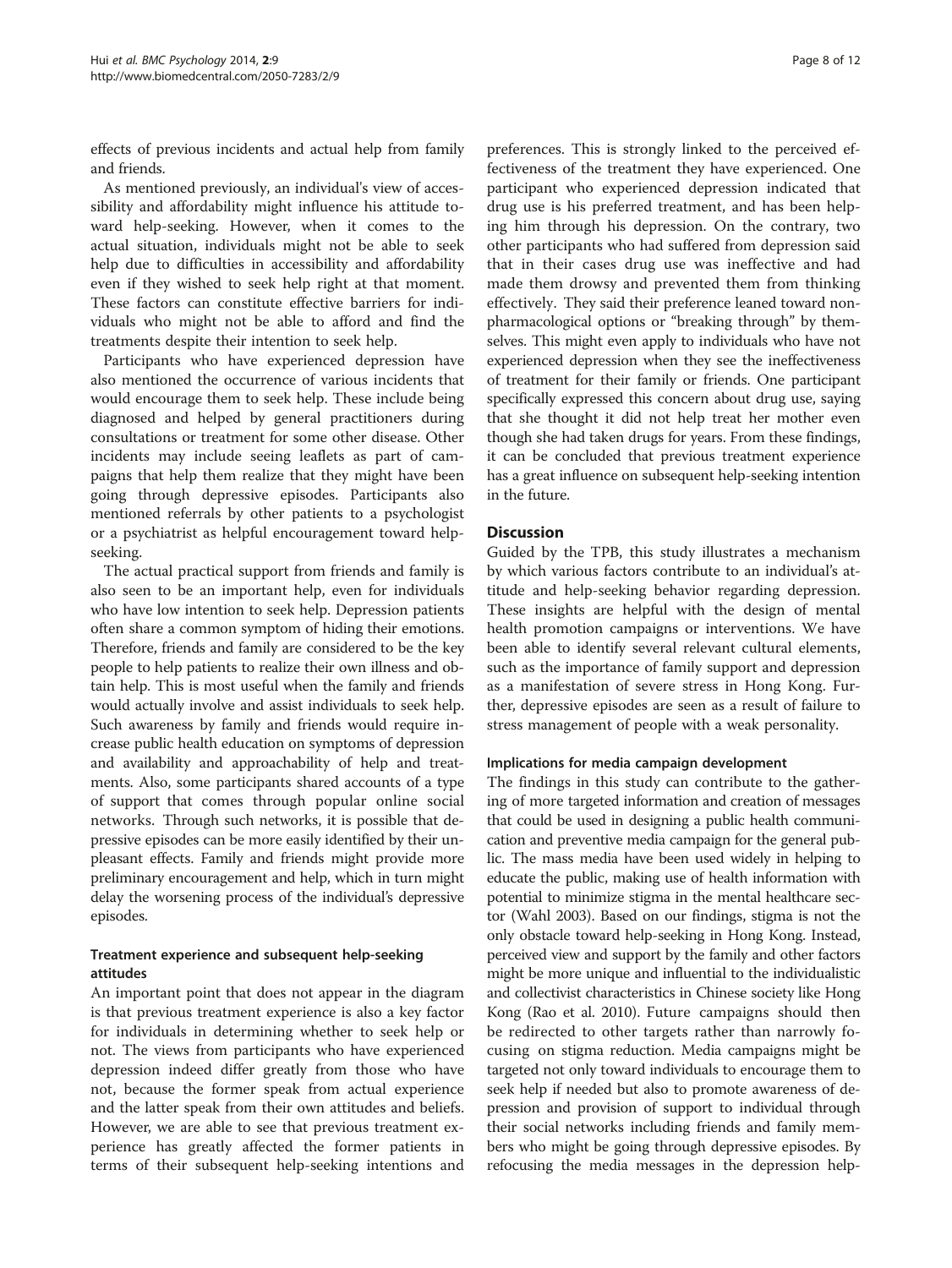effects of previous incidents and actual help from family and friends.

As mentioned previously, an individual's view of accessibility and affordability might influence his attitude toward help-seeking. However, when it comes to the actual situation, individuals might not be able to seek help due to difficulties in accessibility and affordability even if they wished to seek help right at that moment. These factors can constitute effective barriers for individuals who might not be able to afford and find the treatments despite their intention to seek help.

Participants who have experienced depression have also mentioned the occurrence of various incidents that would encourage them to seek help. These include being diagnosed and helped by general practitioners during consultations or treatment for some other disease. Other incidents may include seeing leaflets as part of campaigns that help them realize that they might have been going through depressive episodes. Participants also mentioned referrals by other patients to a psychologist or a psychiatrist as helpful encouragement toward help-seeking.

The actual practical support from friends and family is also seen to be an important help, even for individuals who have low intention to seek help. Depression patients often share a common symptom of hiding their emotions. Therefore, friends and family are considered to be the key people to help patients to realize their own illness and obtain help. This is most useful when the family and friends would actually involve and assist individuals to seek help. Such awareness by family and friends would require increase public health education on symptoms of depression and availability and approachability of help and treatments. Also, some participants shared accounts of a type of support that comes through popular online social networks. Through such networks, it is possible that depressive episodes can be more easily identified by their unpleasant effects. Family and friends might provide more preliminary encouragement and help, which in turn might delay the worsening process of the individual's depressive episodes.

### Treatment experience and subsequent help-seeking attitudes

An important point that does not appear in the diagram is that previous treatment experience is also a key factor for individuals in determining whether to seek help or not. The views from participants who have experienced depression indeed differ greatly from those who have not, because the former speak from actual experience and the latter speak from their own attitudes and beliefs. However, we are able to see that previous treatment experience has greatly affected the former patients in terms of their subsequent help-seeking intentions and preferences. This is strongly linked to the perceived effectiveness of the treatment they have experienced. One participant who experienced depression indicated that drug use is his preferred treatment, and has been helping him through his depression. On the contrary, two other participants who had suffered from depression said that in their cases drug use was ineffective and had made them drowsy and prevented them from thinking effectively. They said their preference leaned toward non-pharmacological options or "breaking through" by themselves. This might even apply to individuals who have not experienced depression when they see the ineffectiveness of treatment for their family or friends. One participant specifically expressed this concern about drug use, saying that she thought it did not help treat her mother even though she had taken drugs for years. From these findings, it can be concluded that previous treatment experience has a great influence on subsequent help-seeking intention in the future.

## Discussion

Guided by the TPB, this study illustrates a mechanism by which various factors contribute to an individual's attitude and help-seeking behavior regarding depression. These insights are helpful with the design of mental health promotion campaigns or interventions. We have been able to identify several relevant cultural elements, such as the importance of family support and depression as a manifestation of severe stress in Hong Kong. Further, depressive episodes are seen as a result of failure to stress management of people with a weak personality.

### Implications for media campaign development

The findings in this study can contribute to the gathering of more targeted information and creation of messages that could be used in designing a public health communication and preventive media campaign for the general public. The mass media have been used widely in helping to educate the public, making use of health information with potential to minimize stigma in the mental healthcare sector (Wahl 2003). Based on our findings, stigma is not the only obstacle toward help-seeking in Hong Kong. Instead, perceived view and support by the family and other factors might be more unique and influential to the individualistic and collectivist characteristics in Chinese society like Hong Kong (Rao et al. 2010). Future campaigns should then be redirected to other targets rather than narrowly focusing on stigma reduction. Media campaigns might be targeted not only toward individuals to encourage them to seek help if needed but also to promote awareness of depression and provision of support to individual through their social networks including friends and family members who might be going through depressive episodes. By refocusing the media messages in the depression help-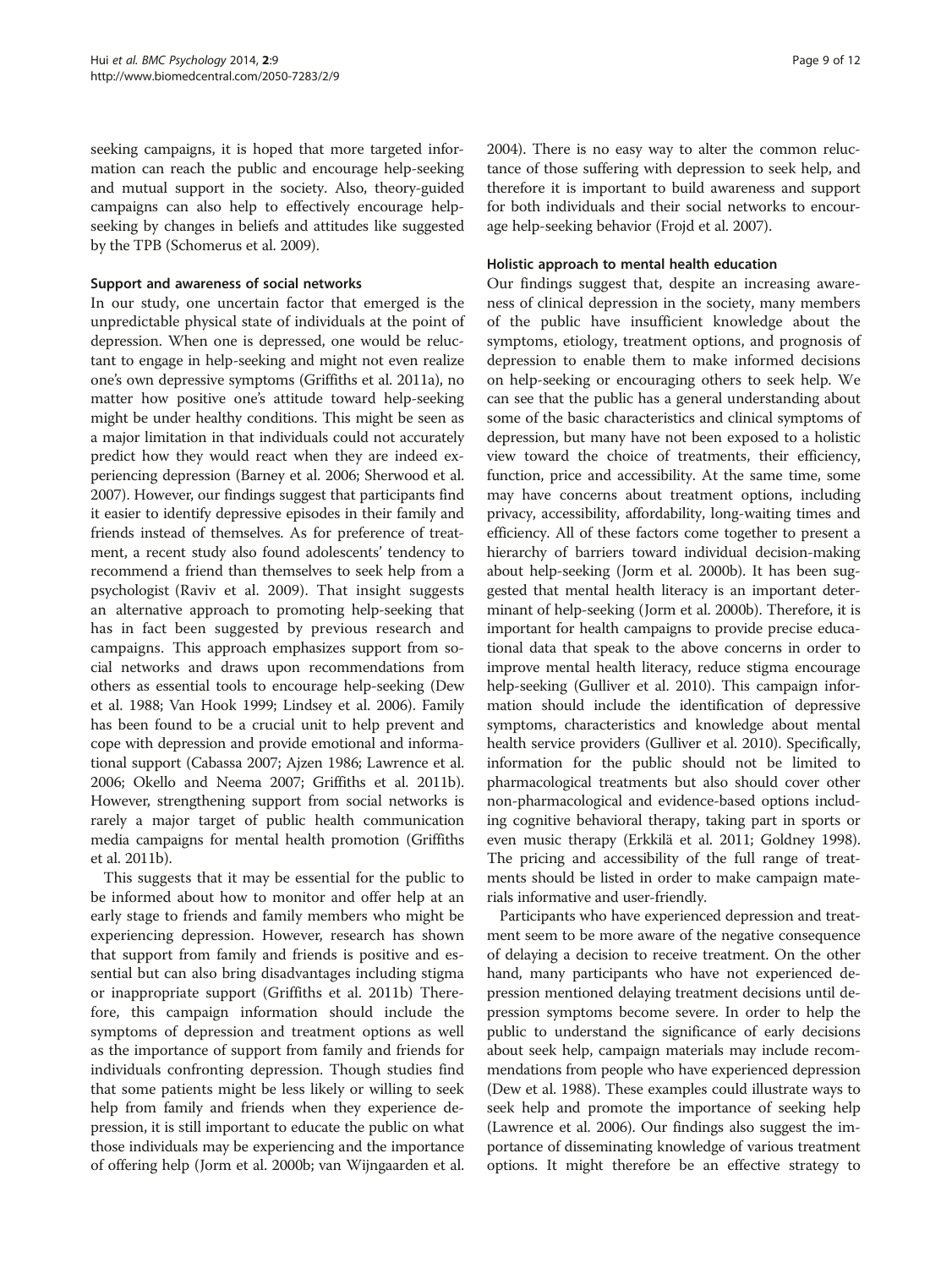seeking campaigns, it is hoped that more targeted information can reach the public and encourage help-seeking and mutual support in the society. Also, theory-guided campaigns can also help to effectively encourage help-seeking by changes in beliefs and attitudes like suggested by the TPB (Schomerus et al. 2009).

#### Support and awareness of social networks

In our study, one uncertain factor that emerged is the unpredictable physical state of individuals at the point of depression. When one is depressed, one would be reluctant to engage in help-seeking and might not even realize one's own depressive symptoms (Griffiths et al. 2011a), no matter how positive one's attitude toward help-seeking might be under healthy conditions. This might be seen as a major limitation in that individuals could not accurately predict how they would react when they are indeed experiencing depression (Barney et al. 2006; Sherwood et al. 2007). However, our findings suggest that participants find it easier to identify depressive episodes in their family and friends instead of themselves. As for preference of treatment, a recent study also found adolescents' tendency to recommend a friend than themselves to seek help from a psychologist (Raviv et al. 2009). That insight suggests an alternative approach to promoting help-seeking that has in fact been suggested by previous research and campaigns. This approach emphasizes support from social networks and draws upon recommendations from others as essential tools to encourage help-seeking (Dew et al. 1988; Van Hook 1999; Lindsey et al. 2006). Family has been found to be a crucial unit to help prevent and cope with depression and provide emotional and informational support (Cabassa 2007; Ajzen 1986; Lawrence et al. 2006; Okello and Neema 2007; Griffiths et al. 2011b). However, strengthening support from social networks is rarely a major target of public health communication media campaigns for mental health promotion (Griffiths et al. 2011b).

This suggests that it may be essential for the public to be informed about how to monitor and offer help at an early stage to friends and family members who might be experiencing depression. However, research has shown that support from family and friends is positive and essential but can also bring disadvantages including stigma or inappropriate support (Griffiths et al. 2011b) Therefore, this campaign information should include the symptoms of depression and treatment options as well as the importance of support from family and friends for individuals confronting depression. Though studies find that some patients might be less likely or willing to seek help from family and friends when they experience depression, it is still important to educate the public on what those individuals may be experiencing and the importance of offering help (Jorm et al. 2000b; van Wijngaarden et al. 2004). There is no easy way to alter the common reluctance of those suffering with depression to seek help, and therefore it is important to build awareness and support for both individuals and their social networks to encourage help-seeking behavior (Frojd et al. 2007).

#### Holistic approach to mental health education

Our findings suggest that, despite an increasing awareness of clinical depression in the society, many members of the public have insufficient knowledge about the symptoms, etiology, treatment options, and prognosis of depression to enable them to make informed decisions on help-seeking or encouraging others to seek help. We can see that the public has a general understanding about some of the basic characteristics and clinical symptoms of depression, but many have not been exposed to a holistic view toward the choice of treatments, their efficiency, function, price and accessibility. At the same time, some may have concerns about treatment options, including privacy, accessibility, affordability, long-waiting times and efficiency. All of these factors come together to present a hierarchy of barriers toward individual decision-making about help-seeking (Jorm et al. 2000b). It has been suggested that mental health literacy is an important determinant of help-seeking (Jorm et al. 2000b). Therefore, it is important for health campaigns to provide precise educational data that speak to the above concerns in order to improve mental health literacy, reduce stigma encourage help-seeking (Gulliver et al. 2010). This campaign information should include the identification of depressive symptoms, characteristics and knowledge about mental health service providers (Gulliver et al. 2010). Specifically, information for the public should not be limited to pharmacological treatments but also should cover other non-pharmacological and evidence-based options including cognitive behavioral therapy, taking part in sports or even music therapy (Erkkilä et al. 2011; Goldney 1998). The pricing and accessibility of the full range of treatments should be listed in order to make campaign materials informative and user-friendly.

Participants who have experienced depression and treatment seem to be more aware of the negative consequence of delaying a decision to receive treatment. On the other hand, many participants who have not experienced depression mentioned delaying treatment decisions until depression symptoms become severe. In order to help the public to understand the significance of early decisions about seek help, campaign materials may include recommendations from people who have experienced depression (Dew et al. 1988). These examples could illustrate ways to seek help and promote the importance of seeking help (Lawrence et al. 2006). Our findings also suggest the importance of disseminating knowledge of various treatment options. It might therefore be an effective strategy to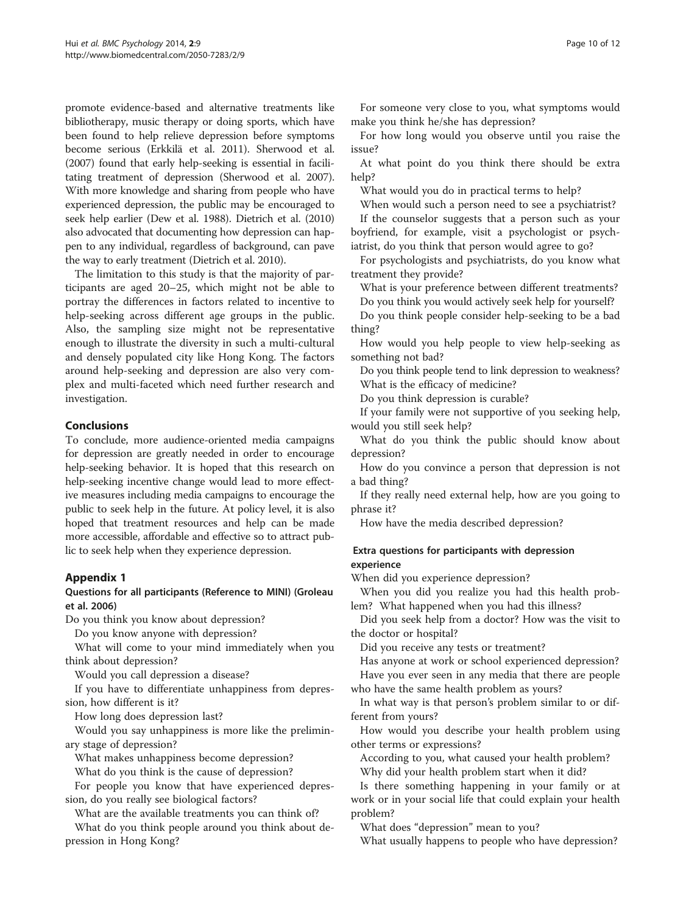promote evidence-based and alternative treatments like bibliotherapy, music therapy or doing sports, which have been found to help relieve depression before symptoms become serious (Erkkilä et al. 2011). Sherwood et al. (2007) found that early help-seeking is essential in facilitating treatment of depression (Sherwood et al. 2007). With more knowledge and sharing from people who have experienced depression, the public may be encouraged to seek help earlier (Dew et al. 1988). Dietrich et al. (2010) also advocated that documenting how depression can happen to any individual, regardless of background, can pave the way to early treatment (Dietrich et al. 2010).

The limitation to this study is that the majority of participants are aged 20–25, which might not be able to portray the differences in factors related to incentive to help-seeking across different age groups in the public. Also, the sampling size might not be representative enough to illustrate the diversity in such a multi-cultural and densely populated city like Hong Kong. The factors around help-seeking and depression are also very complex and multi-faceted which need further research and investigation.

## Conclusions

To conclude, more audience-oriented media campaigns for depression are greatly needed in order to encourage help-seeking behavior. It is hoped that this research on help-seeking incentive change would lead to more effective measures including media campaigns to encourage the public to seek help in the future. At policy level, it is also hoped that treatment resources and help can be made more accessible, affordable and effective so to attract public to seek help when they experience depression.

## Appendix 1

### Questions for all participants (Reference to MINI) (Groleau et al. 2006)

Do you think you know about depression?

Do you know anyone with depression?

What will come to your mind immediately when you think about depression?

Would you call depression a disease?

If you have to differentiate unhappiness from depression, how different is it?

How long does depression last?

Would you say unhappiness is more like the preliminary stage of depression?

What makes unhappiness become depression?

What do you think is the cause of depression?

For people you know that have experienced depression, do you really see biological factors?

What are the available treatments you can think of?

What do you think people around you think about depression in Hong Kong?

For someone very close to you, what symptoms would make you think he/she has depression?

For how long would you observe until you raise the issue?

At what point do you think there should be extra help?

What would you do in practical terms to help?

When would such a person need to see a psychiatrist?

If the counselor suggests that a person such as your boyfriend, for example, visit a psychologist or psychiatrist, do you think that person would agree to go?

For psychologists and psychiatrists, do you know what treatment they provide?

What is your preference between different treatments?

Do you think you would actively seek help for yourself?

Do you think people consider help-seeking to be a bad thing?

How would you help people to view help-seeking as something not bad?

Do you think people tend to link depression to weakness?

What is the efficacy of medicine?

Do you think depression is curable?

If your family were not supportive of you seeking help, would you still seek help?

What do you think the public should know about depression?

How do you convince a person that depression is not a bad thing?

If they really need external help, how are you going to phrase it?

How have the media described depression?

### Extra questions for participants with depression experience

When did you experience depression?

When you did you realize you had this health problem? What happened when you had this illness?

Did you seek help from a doctor? How was the visit to the doctor or hospital?

Did you receive any tests or treatment?

Has anyone at work or school experienced depression?

Have you ever seen in any media that there are people who have the same health problem as yours?

In what way is that person's problem similar to or different from yours?

How would you describe your health problem using other terms or expressions?

According to you, what caused your health problem?

Why did your health problem start when it did?

Is there something happening in your family or at work or in your social life that could explain your health problem?

What does "depression" mean to you?

What usually happens to people who have depression?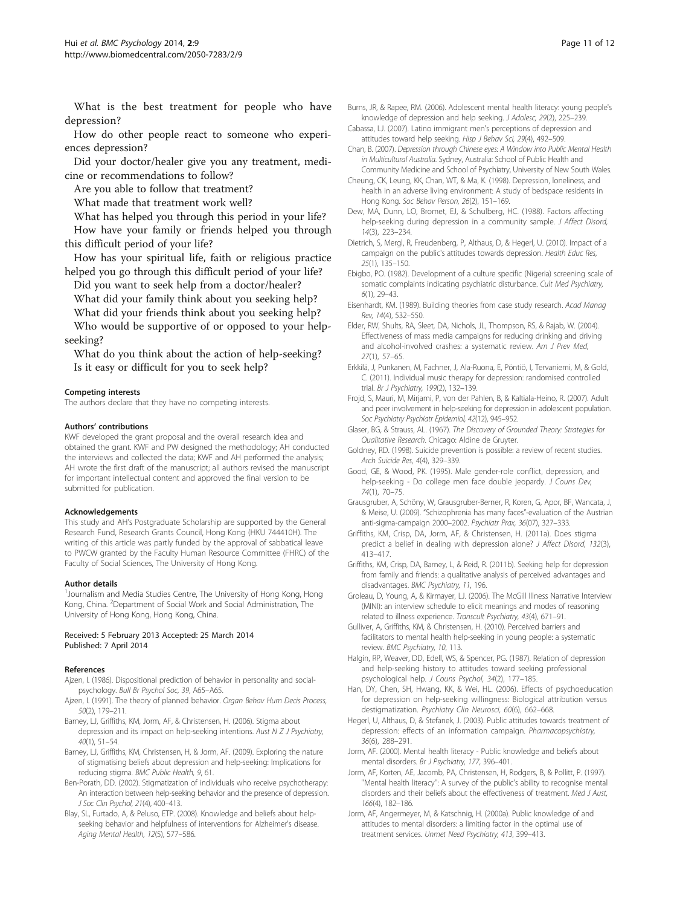What is the best treatment for people who have depression?

How do other people react to someone who experiences depression?

Did your doctor/healer give you any treatment, medicine or recommendations to follow?

Are you able to follow that treatment?

What made that treatment work well?

What has helped you through this period in your life?

How have your family or friends helped you through this difficult period of your life?

How has your spiritual life, faith or religious practice helped you go through this difficult period of your life?

Did you want to seek help from a doctor/healer?

What did your family think about you seeking help?

What did your friends think about you seeking help?

Who would be supportive of or opposed to your help-seeking?

What do you think about the action of help-seeking?

Is it easy or difficult for you to seek help?

#### Competing interests

The authors declare that they have no competing interests.

#### Authors' contributions

KWF developed the grant proposal and the overall research idea and obtained the grant. KWF and PW designed the methodology; AH conducted the interviews and collected the data; KWF and AH performed the analysis; AH wrote the first draft of the manuscript; all authors revised the manuscript for important intellectual content and approved the final version to be submitted for publication.

#### Acknowledgements

This study and AH's Postgraduate Scholarship are supported by the General Research Fund, Research Grants Council, Hong Kong (HKU 744410H). The writing of this article was partly funded by the approval of sabbatical leave to PWCW granted by the Faculty Human Resource Committee (FHRC) of the Faculty of Social Sciences, The University of Hong Kong.

#### Author details

[1]Journalism and Media Studies Centre, The University of Hong Kong, Hong Kong, China. [2]Department of Social Work and Social Administration, The University of Hong Kong, Hong Kong, China.

Received: 5 February 2013 Accepted: 25 March 2014
Published: 7 April 2014

#### References

Ajzen, I. (1986). Dispositional prediction of behavior in personality and social-psychology. *Bull Br Psychol Soc, 39*, A65–A65.

Ajzen, I. (1991). The theory of planned behavior. *Organ Behav Hum Decis Process, 50*(2), 179–211.

Barney, LJ, Griffiths, KM, Jorm, AF, & Christensen, H. (2006). Stigma about depression and its impact on help-seeking intentions. *Aust N Z J Psychiatry, 40*(1), 51–54.

Barney, LJ, Griffiths, KM, Christensen, H, & Jorm, AF. (2009). Exploring the nature of stigmatising beliefs about depression and help-seeking: Implications for reducing stigma. *BMC Public Health, 9*, 61.

Ben-Porath, DD. (2002). Stigmatization of individuals who receive psychotherapy: An interaction between help-seeking behavior and the presence of depression. *J Soc Clin Psychol, 21*(4), 400–413.

Blay, SL, Furtado, A, & Peluso, ETP. (2008). Knowledge and beliefs about help-seeking behavior and helpfulness of interventions for Alzheimer's disease. *Aging Mental Health, 12*(5), 577–586.

Burns, JR, & Rapee, RM. (2006). Adolescent mental health literacy: young people's knowledge of depression and help seeking. *J Adolesc, 29*(2), 225–239.

Cabassa, LJ. (2007). Latino immigrant men's perceptions of depression and attitudes toward help seeking. *Hisp J Behav Sci, 29*(4), 492–509.

Chan, B. (2007). *Depression through Chinese eyes: A Window into Public Mental Health in Multicultural Australia*. Sydney, Australia: School of Public Health and Community Medicine and School of Psychiatry, University of New South Wales.

Cheung, CK, Leung, KK, Chan, WT, & Ma, K. (1998). Depression, loneliness, and health in an adverse living environment: A study of bedspace residents in Hong Kong. *Soc Behav Person, 26*(2), 151–169.

Dew, MA, Dunn, LO, Bromet, EJ, & Schulberg, HC. (1988). Factors affecting help-seeking during depression in a community sample. *J Affect Disord, 14*(3), 223–234.

Dietrich, S, Mergl, R, Freudenberg, P, Althaus, D, & Hegerl, U. (2010). Impact of a campaign on the public's attitudes towards depression. *Health Educ Res, 25*(1), 135–150.

Ebigbo, PO. (1982). Development of a culture specific (Nigeria) screening scale of somatic complaints indicating psychiatric disturbance. *Cult Med Psychiatry, 6*(1), 29–43.

Eisenhardt, KM. (1989). Building theories from case study research. *Acad Manag Rev, 14*(4), 532–550.

Elder, RW, Shults, RA, Sleet, DA, Nichols, JL, Thompson, RS, & Rajab, W. (2004). Effectiveness of mass media campaigns for reducing drinking and driving and alcohol-involved crashes: a systematic review. *Am J Prev Med, 27*(1), 57–65.

Erkkilä, J, Punkanen, M, Fachner, J, Ala-Ruona, E, Pöntiö, I, Tervaniemi, M, & Gold, C. (2011). Individual music therapy for depression: randomised controlled trial. *Br J Psychiatry, 199*(2), 132–139.

Frojd, S, Mauri, M, Mirjami, P, von der Pahlen, B, & Kaltiala-Heino, R. (2007). Adult and peer involvement in help-seeking for depression in adolescent population. *Soc Psychiatry Psychiatr Epidemiol, 42*(12), 945–952.

Glaser, BG, & Strauss, AL. (1967). *The Discovery of Grounded Theory: Strategies for Qualitative Research*. Chicago: Aldine de Gruyter.

Goldney, RD. (1998). Suicide prevention is possible: a review of recent studies. *Arch Suicide Res, 4*(4), 329–339.

Good, GE, & Wood, PK. (1995). Male gender-role conflict, depression, and help-seeking - Do college men face double jeopardy. *J Couns Dev, 74*(1), 70–75.

Grausgruber, A, Schöny, W, Grausgruber-Berner, R, Koren, G, Apor, BF, Wancata, J, & Meise, U. (2009). "Schizophrenia has many faces"-evaluation of the Austrian anti-sigma-campaign 2000–2002. *Psychiatr Prax, 36*(07), 327–333.

Griffiths, KM, Crisp, DA, Jorm, AF, & Christensen, H. (2011a). Does stigma predict a belief in dealing with depression alone? *J Affect Disord, 132*(3), 413–417.

Griffiths, KM, Crisp, DA, Barney, L, & Reid, R. (2011b). Seeking help for depression from family and friends: a qualitative analysis of perceived advantages and disadvantages. *BMC Psychiatry, 11*, 196.

Groleau, D, Young, A, & Kirmayer, LJ. (2006). The McGill Illness Narrative Interview (MINI): an interview schedule to elicit meanings and modes of reasoning related to illness experience. *Transcult Psychiatry, 43*(4), 671–91.

Gulliver, A, Griffiths, KM, & Christensen, H. (2010). Perceived barriers and facilitators to mental health help-seeking in young people: a systematic review. *BMC Psychiatry, 10*, 113.

Halgin, RP, Weaver, DD, Edell, WS, & Spencer, PG. (1987). Relation of depression and help-seeking history to attitudes toward seeking professional psychological help. *J Couns Psychol, 34*(2), 177–185.

Han, DY, Chen, SH, Hwang, KK, & Wei, HL. (2006). Effects of psychoeducation for depression on help-seeking willingness: Biological attribution versus destigmatization. *Psychiatry Clin Neurosci, 60*(6), 662–668.

Hegerl, U, Althaus, D, & Stefanek, J. (2003). Public attitudes towards treatment of depression: effects of an information campaign. *Pharmacopsychiatry, 36*(6), 288–291.

Jorm, AF. (2000). Mental health literacy - Public knowledge and beliefs about mental disorders. *Br J Psychiatry, 177*, 396–401.

Jorm, AF, Korten, AE, Jacomb, PA, Christensen, H, Rodgers, B, & Pollitt, P. (1997). "Mental health literacy": A survey of the public's ability to recognise mental disorders and their beliefs about the effectiveness of treatment. *Med J Aust, 166*(4), 182–186.

Jorm, AF, Angermeyer, M, & Katschnig, H. (2000a). Public knowledge of and attitudes to mental disorders: a limiting factor in the optimal use of treatment services. *Unmet Need Psychiatry, 413*, 399–413.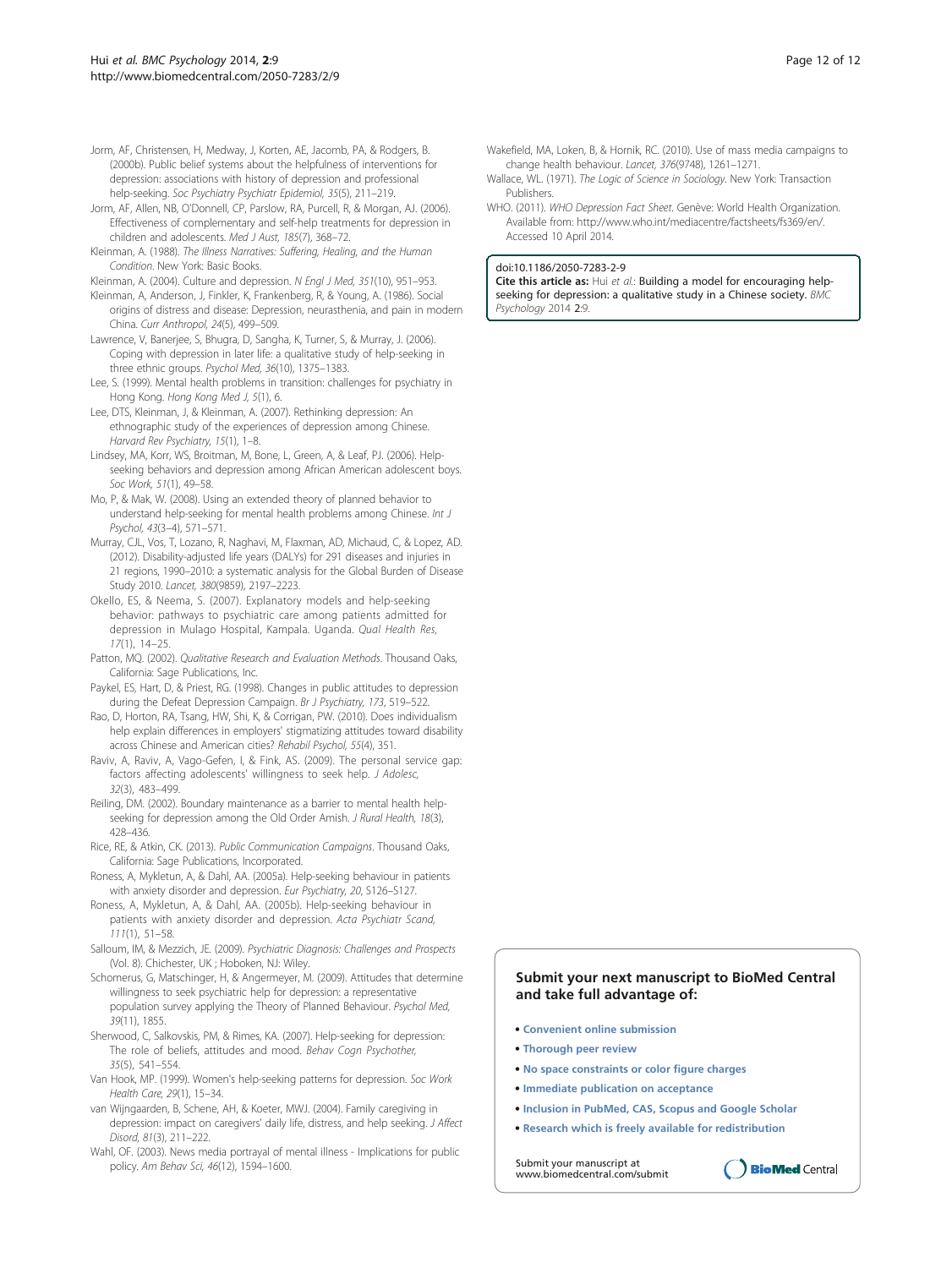Jorm, AF, Christensen, H, Medway, J, Korten, AE, Jacomb, PA, & Rodgers, B. (2000b). Public belief systems about the helpfulness of interventions for depression: associations with history of depression and professional help-seeking. *Soc Psychiatry Psychiatr Epidemiol, 35*(5), 211–219.

Jorm, AF, Allen, NB, O'Donnell, CP, Parslow, RA, Purcell, R, & Morgan, AJ. (2006). Effectiveness of complementary and self-help treatments for depression in children and adolescents. *Med J Aust, 185*(7), 368–72.

Kleinman, A. (1988). *The Illness Narratives: Suffering, Healing, and the Human Condition*. New York: Basic Books.

Kleinman, A. (2004). Culture and depression. *N Engl J Med, 351*(10), 951–953.

Kleinman, A, Anderson, J, Finkler, K, Frankenberg, R, & Young, A. (1986). Social origins of distress and disease: Depression, neurasthenia, and pain in modern China. *Curr Anthropol, 24*(5), 499–509.

Lawrence, V, Banerjee, S, Bhugra, D, Sangha, K, Turner, S, & Murray, J. (2006). Coping with depression in later life: a qualitative study of help-seeking in three ethnic groups. *Psychol Med, 36*(10), 1375–1383.

Lee, S. (1999). Mental health problems in transition: challenges for psychiatry in Hong Kong. *Hong Kong Med J, 5*(1), 6.

Lee, DTS, Kleinman, J, & Kleinman, A. (2007). Rethinking depression: An ethnographic study of the experiences of depression among Chinese. *Harvard Rev Psychiatry, 15*(1), 1–8.

Lindsey, MA, Korr, WS, Broitman, M, Bone, L, Green, A, & Leaf, PJ. (2006). Help-seeking behaviors and depression among African American adolescent boys. *Soc Work, 51*(1), 49–58.

Mo, P, & Mak, W. (2008). Using an extended theory of planned behavior to understand help-seeking for mental health problems among Chinese. *Int J Psychol, 43*(3–4), 571–571.

Murray, CJL, Vos, T, Lozano, R, Naghavi, M, Flaxman, AD, Michaud, C, & Lopez, AD. (2012). Disability-adjusted life years (DALYs) for 291 diseases and injuries in 21 regions, 1990–2010: a systematic analysis for the Global Burden of Disease Study 2010. *Lancet, 380*(9859), 2197–2223.

Okello, ES, & Neema, S. (2007). Explanatory models and help-seeking behavior: pathways to psychiatric care among patients admitted for depression in Mulago Hospital, Kampala. Uganda. *Qual Health Res, 17*(1), 14–25.

Patton, MQ. (2002). *Qualitative Research and Evaluation Methods*. Thousand Oaks, California: Sage Publications, Inc.

Paykel, ES, Hart, D, & Priest, RG. (1998). Changes in public attitudes to depression during the Defeat Depression Campaign. *Br J Psychiatry, 173*, 519–522.

Rao, D, Horton, RA, Tsang, HW, Shi, K, & Corrigan, PW. (2010). Does individualism help explain differences in employers' stigmatizing attitudes toward disability across Chinese and American cities? *Rehabil Psychol, 55*(4), 351.

Raviv, A, Raviv, A, Vago-Gefen, I, & Fink, AS. (2009). The personal service gap: factors affecting adolescents' willingness to seek help. *J Adolesc, 32*(3), 483–499.

Reiling, DM. (2002). Boundary maintenance as a barrier to mental health help-seeking for depression among the Old Order Amish. *J Rural Health, 18*(3), 428–436.

Rice, RE, & Atkin, CK. (2013). *Public Communication Campaigns*. Thousand Oaks, California: Sage Publications, Incorporated.

Roness, A, Mykletun, A, & Dahl, AA. (2005a). Help-seeking behaviour in patients with anxiety disorder and depression. *Eur Psychiatry, 20*, S126–S127.

Roness, A, Mykletun, A, & Dahl, AA. (2005b). Help-seeking behaviour in patients with anxiety disorder and depression. *Acta Psychiatr Scand, 111*(1), 51–58.

Salloum, IM, & Mezzich, JE. (2009). *Psychiatric Diagnosis: Challenges and Prospects* (Vol. 8). Chichester, UK ; Hoboken, NJ: Wiley.

Schomerus, G, Matschinger, H, & Angermeyer, M. (2009). Attitudes that determine willingness to seek psychiatric help for depression: a representative population survey applying the Theory of Planned Behaviour. *Psychol Med, 39*(11), 1855.

Sherwood, C, Salkovskis, PM, & Rimes, KA. (2007). Help-seeking for depression: The role of beliefs, attitudes and mood. *Behav Cogn Psychother, 35*(5), 541–554.

Van Hook, MP. (1999). Women's help-seeking patterns for depression. *Soc Work Health Care, 29*(1), 15–34.

van Wijngaarden, B, Schene, AH, & Koeter, MWJ. (2004). Family caregiving in depression: impact on caregivers' daily life, distress, and help seeking. *J Affect Disord, 81*(3), 211–222.

Wahl, OF. (2003). News media portrayal of mental illness - Implications for public policy. *Am Behav Sci, 46*(12), 1594–1600.

Wakefield, MA, Loken, B, & Hornik, RC. (2010). Use of mass media campaigns to change health behaviour. *Lancet, 376*(9748), 1261–1271.

Wallace, WL. (1971). *The Logic of Science in Sociology*. New York: Transaction Publishers.

WHO. (2011). *WHO Depression Fact Sheet*. Genève: World Health Organization. Available from: http://www.who.int/mediacentre/factsheets/fs369/en/. Accessed 10 April 2014.

doi:10.1186/2050-7283-2-9

**Cite this article as:** Hui *et al.*: Building a model for encouraging help-seeking for depression: a qualitative study in a Chinese society. *BMC Psychology* 2014 **2**:9.

**Submit your next manuscript to BioMed Central and take full advantage of:**

- **Convenient online submission**
- **Thorough peer review**
- **No space constraints or color figure charges**
- **Immediate publication on acceptance**
- **Inclusion in PubMed, CAS, Scopus and Google Scholar**
- **Research which is freely available for redistribution**

Submit your manuscript at www.biomedcentral.com/submit

BioMed Central